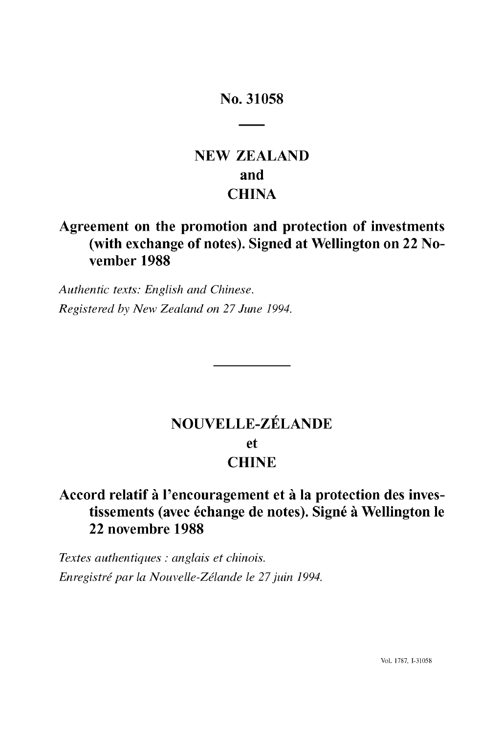# No. 31058

## NEW ZEALAND
## and
## CHINA

## Agreement on the promotion and protection of investments (with exchange of notes). Signed at Wellington on 22 November 1988

*Authentic texts: English and Chinese.*

*Registered by New Zealand on 27 June 1994.*

---

## NOUVELLE-ZÉLANDE
## et
## CHINE

## Accord relatif à l'encouragement et à la protection des investissements (avec échange de notes). Signé à Wellington le 22 novembre 1988

*Textes authentiques : anglais et chinois.*

*Enregistré par la Nouvelle-Zélande le 27 juin 1994.*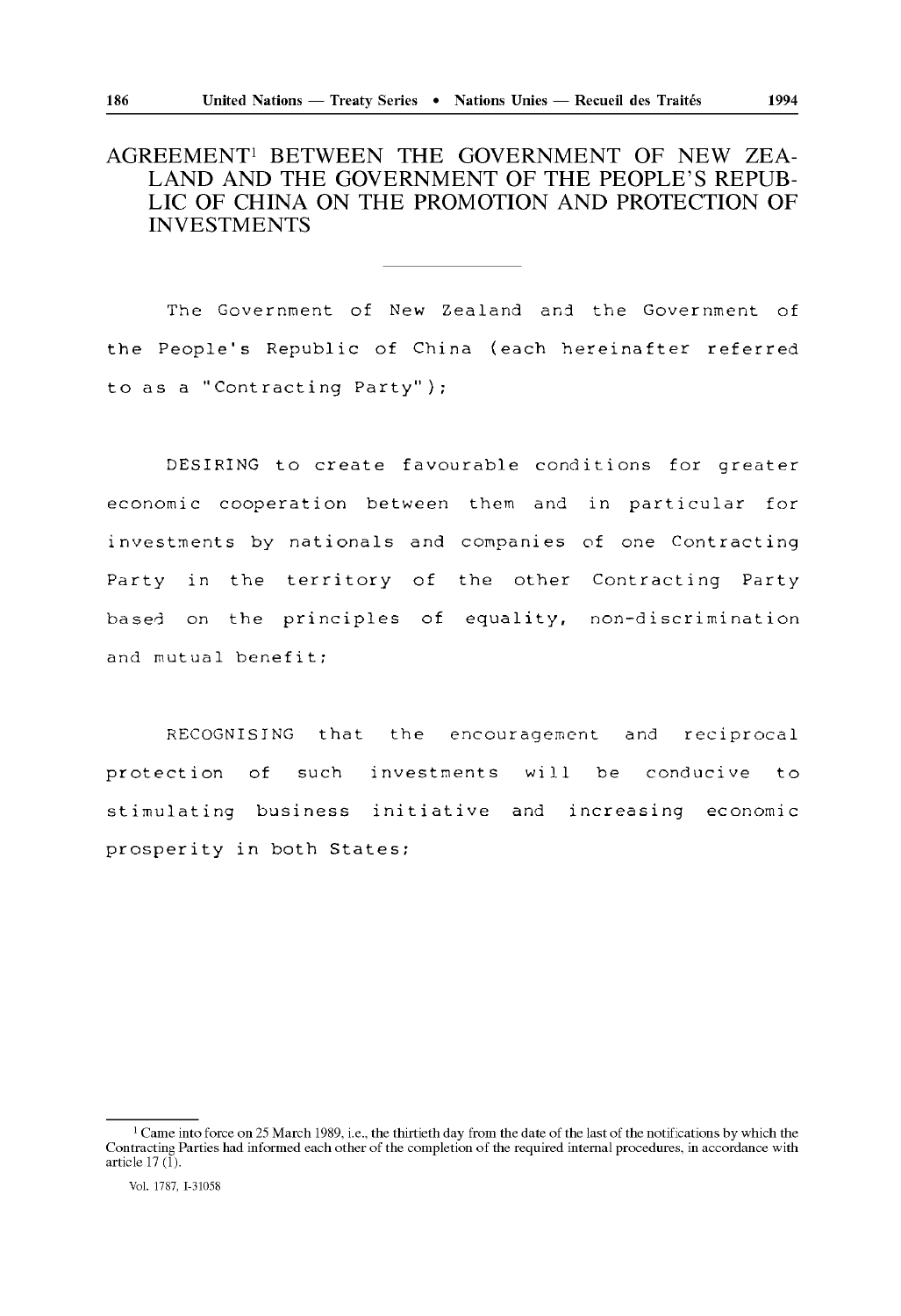# AGREEMENT[1] BETWEEN THE GOVERNMENT OF NEW ZEALAND AND THE GOVERNMENT OF THE PEOPLE'S REPUBLIC OF CHINA ON THE PROMOTION AND PROTECTION OF INVESTMENTS

---

The Government of New Zealand and the Government of the People's Republic of China (each hereinafter referred to as a "Contracting Party");

DESIRING to create favourable conditions for greater economic cooperation between them and in particular for investments by nationals and companies of one Contracting Party in the territory of the other Contracting Party based on the principles of equality, non-discrimination and mutual benefit;

RECOGNISING that the encouragement and reciprocal protection of such investments will be conducive to stimulating business initiative and increasing economic prosperity in both States;

---

[1] Came into force on 25 March 1989, i.e., the thirtieth day from the date of the last of the notifications by which the Contracting Parties had informed each other of the completion of the required internal procedures, in accordance with article 17 (1).

Vol. 1787, I-31058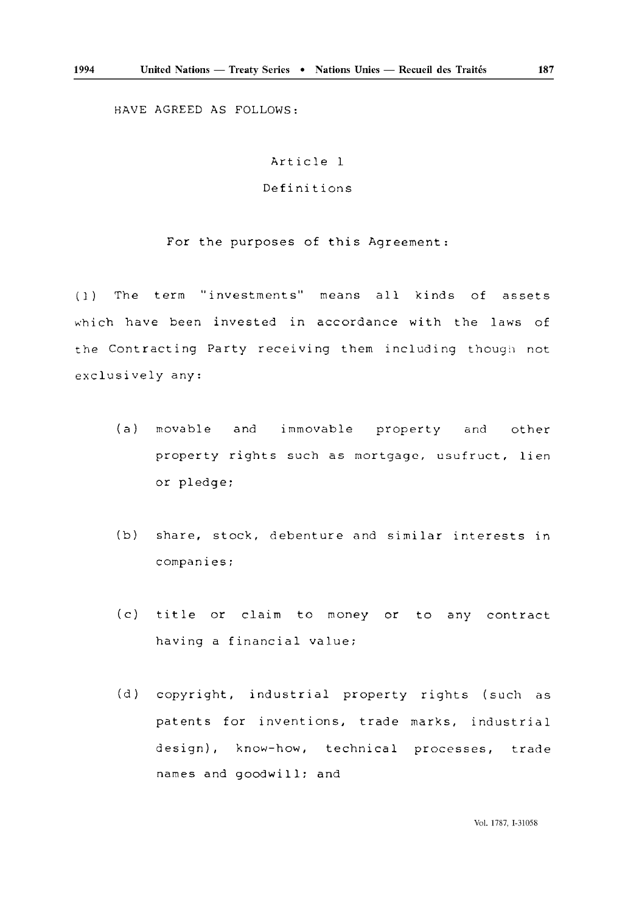HAVE AGREED AS FOLLOWS:

## Article 1

## Definitions

For the purposes of this Agreement:

(1) The term "investments" means all kinds of assets which have been invested in accordance with the laws of the Contracting Party receiving them including though not exclusively any:

(a) movable and immovable property and other property rights such as mortgage, usufruct, lien or pledge;

(b) share, stock, debenture and similar interests in companies;

(c) title or claim to money or to any contract having a financial value;

(d) copyright, industrial property rights (such as patents for inventions, trade marks, industrial design), know-how, technical processes, trade names and goodwill; and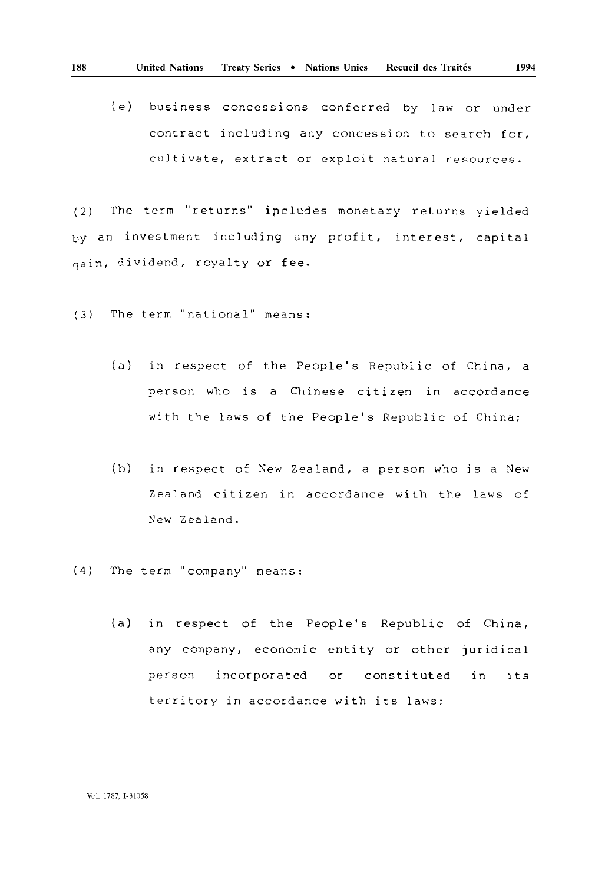(e) business concessions conferred by law or under contract including any concession to search for, cultivate, extract or exploit natural resources.

(2) The term "returns" includes monetary returns yielded by an investment including any profit, interest, capital gain, dividend, royalty or fee.

(3) The term "national" means:

(a) in respect of the People's Republic of China, a person who is a Chinese citizen in accordance with the laws of the People's Republic of China;

(b) in respect of New Zealand, a person who is a New Zealand citizen in accordance with the laws of New Zealand.

(4) The term "company" means:

(a) in respect of the People's Republic of China, any company, economic entity or other juridical person incorporated or constituted in its territory in accordance with its laws;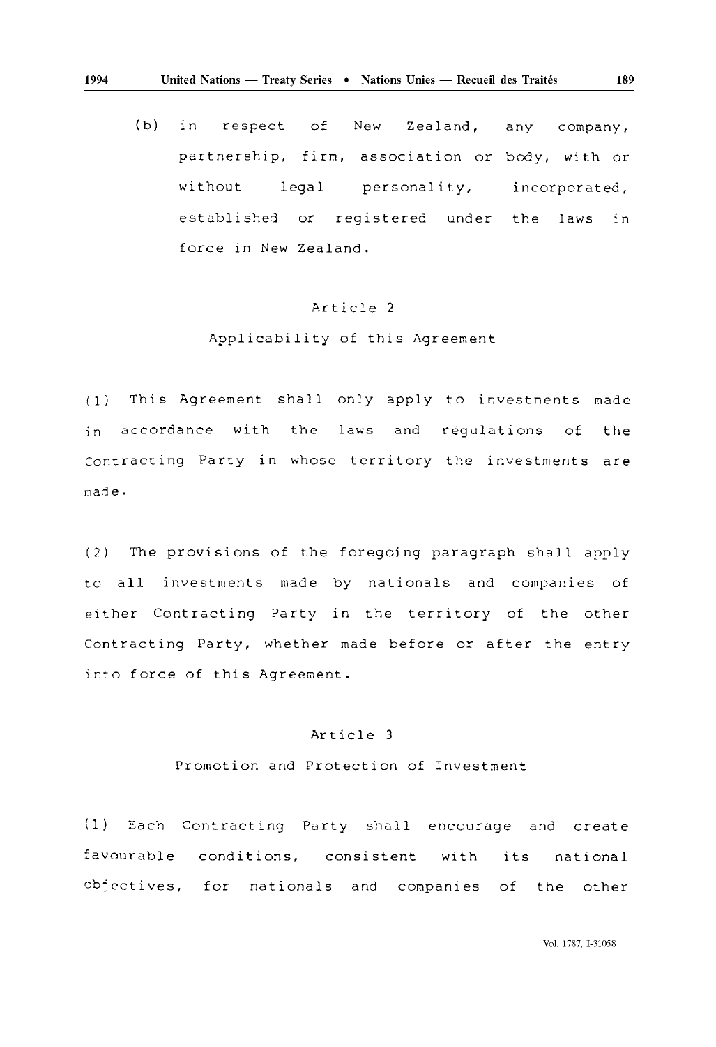(b) in respect of New Zealand, any company, partnership, firm, association or body, with or without legal personality, incorporated, established or registered under the laws in force in New Zealand.

### Article 2

### Applicability of this Agreement

(1) This Agreement shall only apply to investments made in accordance with the laws and regulations of the Contracting Party in whose territory the investments are made.

(2) The provisions of the foregoing paragraph shall apply to all investments made by nationals and companies of either Contracting Party in the territory of the other Contracting Party, whether made before or after the entry into force of this Agreement.

### Article 3

### Promotion and Protection of Investment

(1) Each Contracting Party shall encourage and create favourable conditions, consistent with its national objectives, for nationals and companies of the other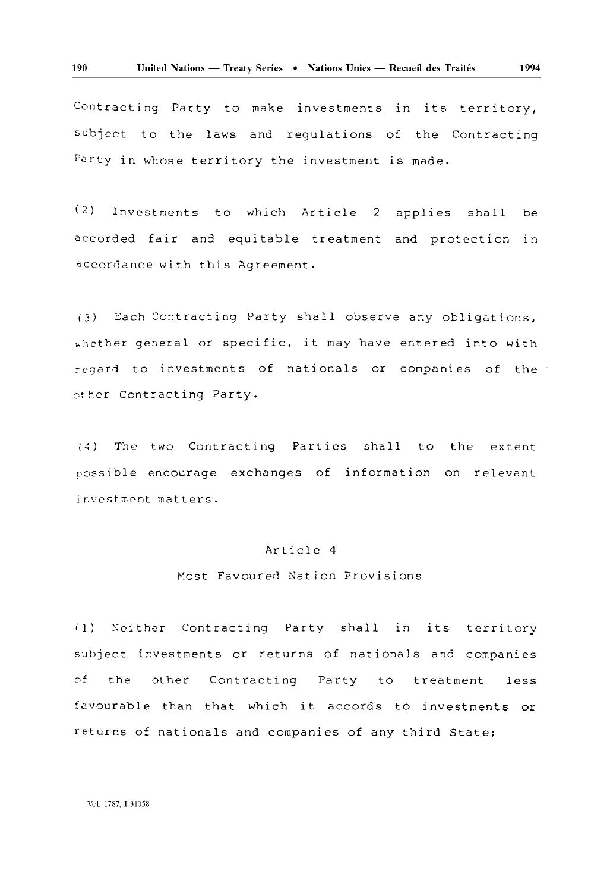Contracting Party to make investments in its territory, subject to the laws and regulations of the Contracting Party in whose territory the investment is made.

(2) Investments to which Article 2 applies shall be accorded fair and equitable treatment and protection in accordance with this Agreement.

(3) Each Contracting Party shall observe any obligations, whether general or specific, it may have entered into with regard to investments of nationals or companies of the other Contracting Party.

(4) The two Contracting Parties shall to the extent possible encourage exchanges of information on relevant investment matters.

## Article 4

## Most Favoured Nation Provisions

(1) Neither Contracting Party shall in its territory subject investments or returns of nationals and companies of the other Contracting Party to treatment less favourable than that which it accords to investments or returns of nationals and companies of any third State;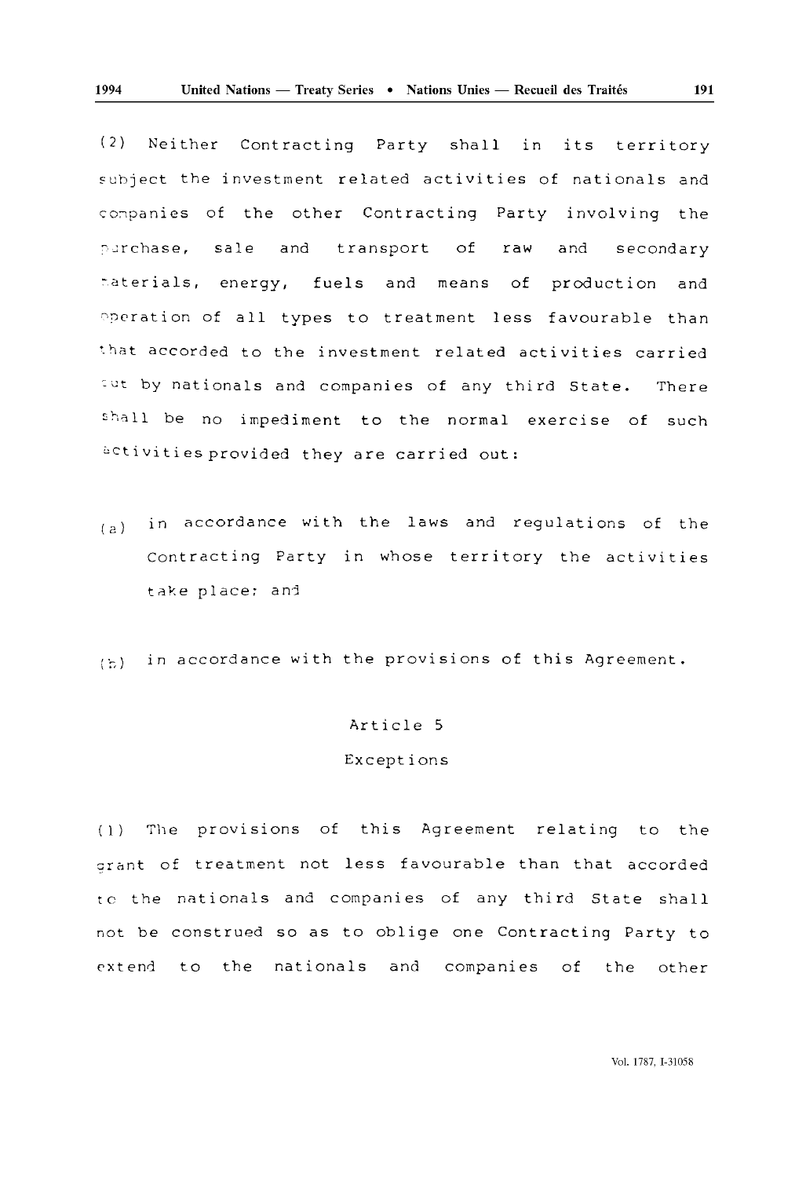(2) Neither Contracting Party shall in its territory subject the investment related activities of nationals and companies of the other Contracting Party involving the purchase, sale and transport of raw and secondary materials, energy, fuels and means of production and operation of all types to treatment less favourable than that accorded to the investment related activities carried out by nationals and companies of any third State. There shall be no impediment to the normal exercise of such activities provided they are carried out:

(a) in accordance with the laws and regulations of the Contracting Party in whose territory the activities take place; and

(b) in accordance with the provisions of this Agreement.

## Article 5

### Exceptions

(1) The provisions of this Agreement relating to the grant of treatment not less favourable than that accorded to the nationals and companies of any third State shall not be construed so as to oblige one Contracting Party to extend to the nationals and companies of the other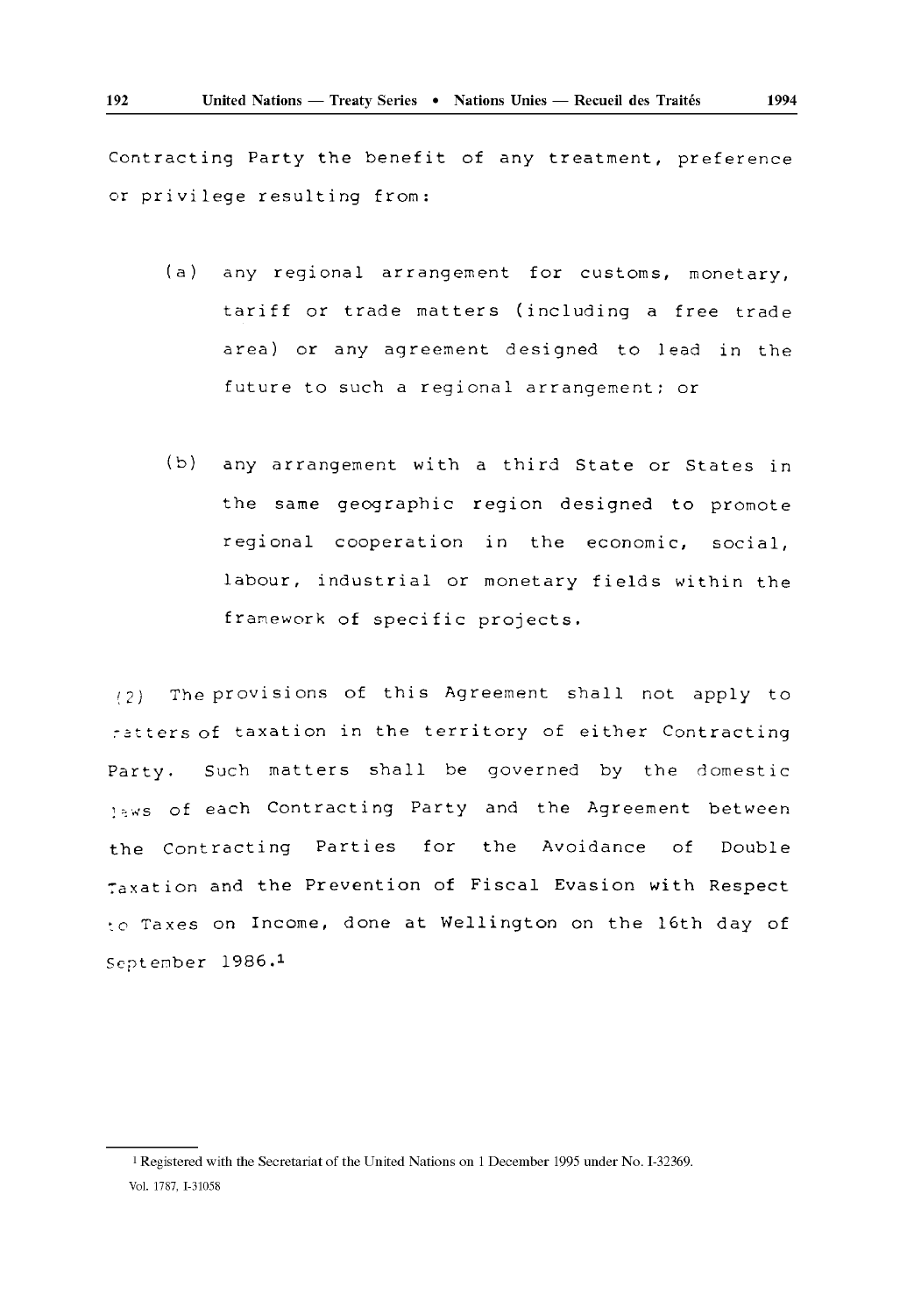Contracting Party the benefit of any treatment, preference or privilege resulting from:

(a) any regional arrangement for customs, monetary, tariff or trade matters (including a free trade area) or any agreement designed to lead in the future to such a regional arrangement; or

(b) any arrangement with a third State or States in the same geographic region designed to promote regional cooperation in the economic, social, labour, industrial or monetary fields within the framework of specific projects.

(2) The provisions of this Agreement shall not apply to matters of taxation in the territory of either Contracting Party. Such matters shall be governed by the domestic laws of each Contracting Party and the Agreement between the Contracting Parties for the Avoidance of Double Taxation and the Prevention of Fiscal Evasion with Respect to Taxes on Income, done at Wellington on the 16th day of September 1986.[1]

---

[1] Registered with the Secretariat of the United Nations on 1 December 1995 under No. I-32369.

Vol. 1787, I-31058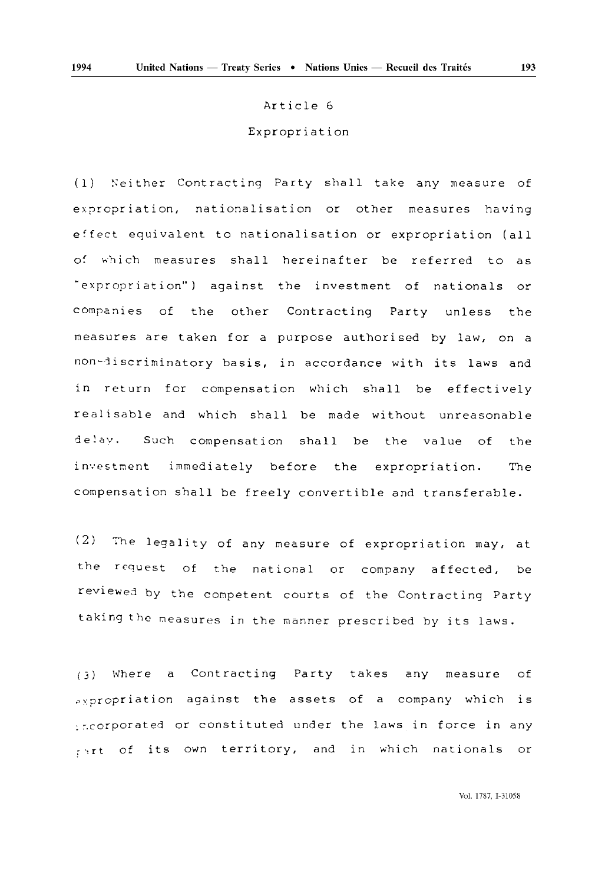## Article 6

## Expropriation

(1) Neither Contracting Party shall take any measure of expropriation, nationalisation or other measures having effect equivalent to nationalisation or expropriation (all of which measures shall hereinafter be referred to as "expropriation") against the investment of nationals or companies of the other Contracting Party unless the measures are taken for a purpose authorised by law, on a non-discriminatory basis, in accordance with its laws and in return for compensation which shall be effectively realisable and which shall be made without unreasonable delay. Such compensation shall be the value of the investment immediately before the expropriation. The compensation shall be freely convertible and transferable.

(2) The legality of any measure of expropriation may, at the request of the national or company affected, be reviewed by the competent courts of the Contracting Party taking the measures in the manner prescribed by its laws.

(3) Where a Contracting Party takes any measure of expropriation against the assets of a company which is incorporated or constituted under the laws in force in any part of its own territory, and in which nationals or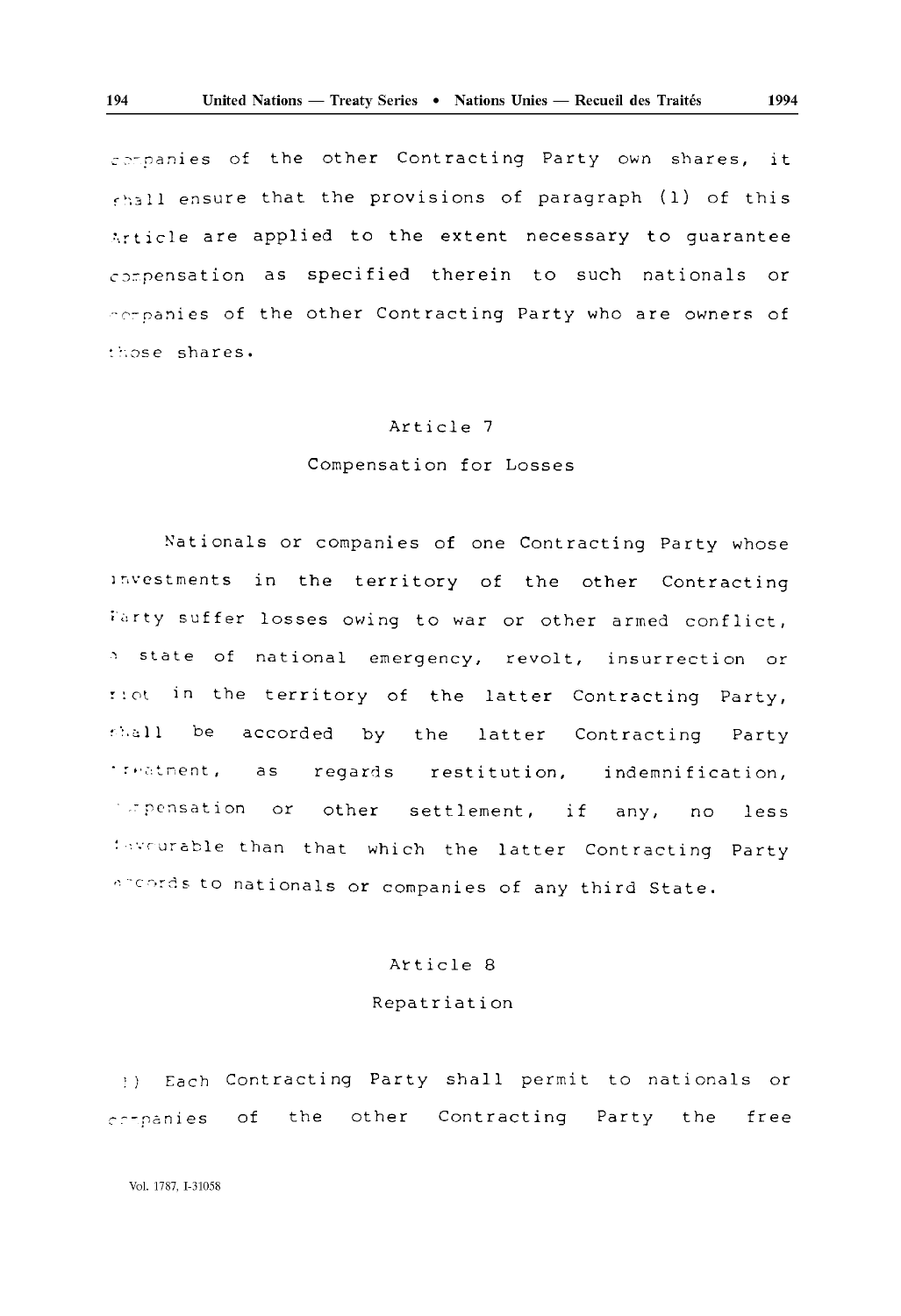companies of the other Contracting Party own shares, it shall ensure that the provisions of paragraph (1) of this Article are applied to the extent necessary to guarantee compensation as specified therein to such nationals or companies of the other Contracting Party who are owners of those shares.

## Article 7

### Compensation for Losses

Nationals or companies of one Contracting Party whose investments in the territory of the other Contracting Party suffer losses owing to war or other armed conflict, a state of national emergency, revolt, insurrection or riot in the territory of the latter Contracting Party, shall be accorded by the latter Contracting Party treatment, as regards restitution, indemnification, compensation or other settlement, if any, no less favourable than that which the latter Contracting Party accords to nationals or companies of any third State.

## Article 8

### Repatriation

(1) Each Contracting Party shall permit to nationals or companies of the other Contracting Party the free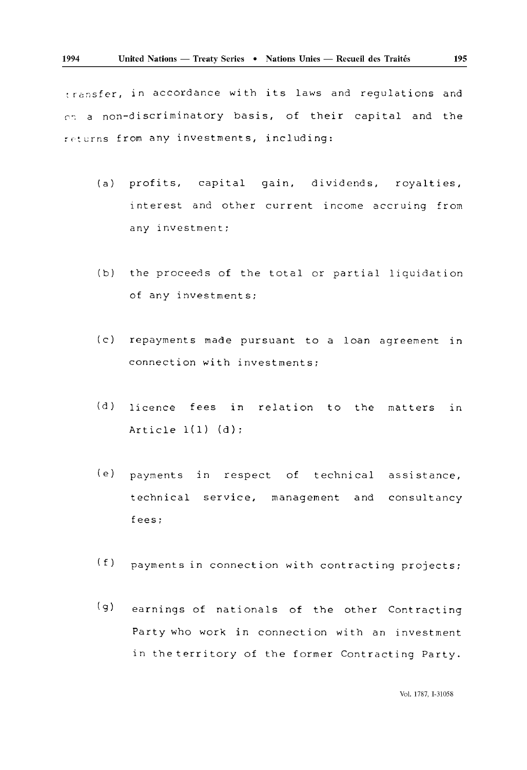transfer, in accordance with its laws and regulations and on a non-discriminatory basis, of their capital and the returns from any investments, including:

(a) profits, capital gain, dividends, royalties, interest and other current income accruing from any investment;

(b) the proceeds of the total or partial liquidation of any investments;

(c) repayments made pursuant to a loan agreement in connection with investments;

(d) licence fees in relation to the matters in Article 1(1) (d);

(e) payments in respect of technical assistance, technical service, management and consultancy fees;

(f) payments in connection with contracting projects;

(g) earnings of nationals of the other Contracting Party who work in connection with an investment in the territory of the former Contracting Party.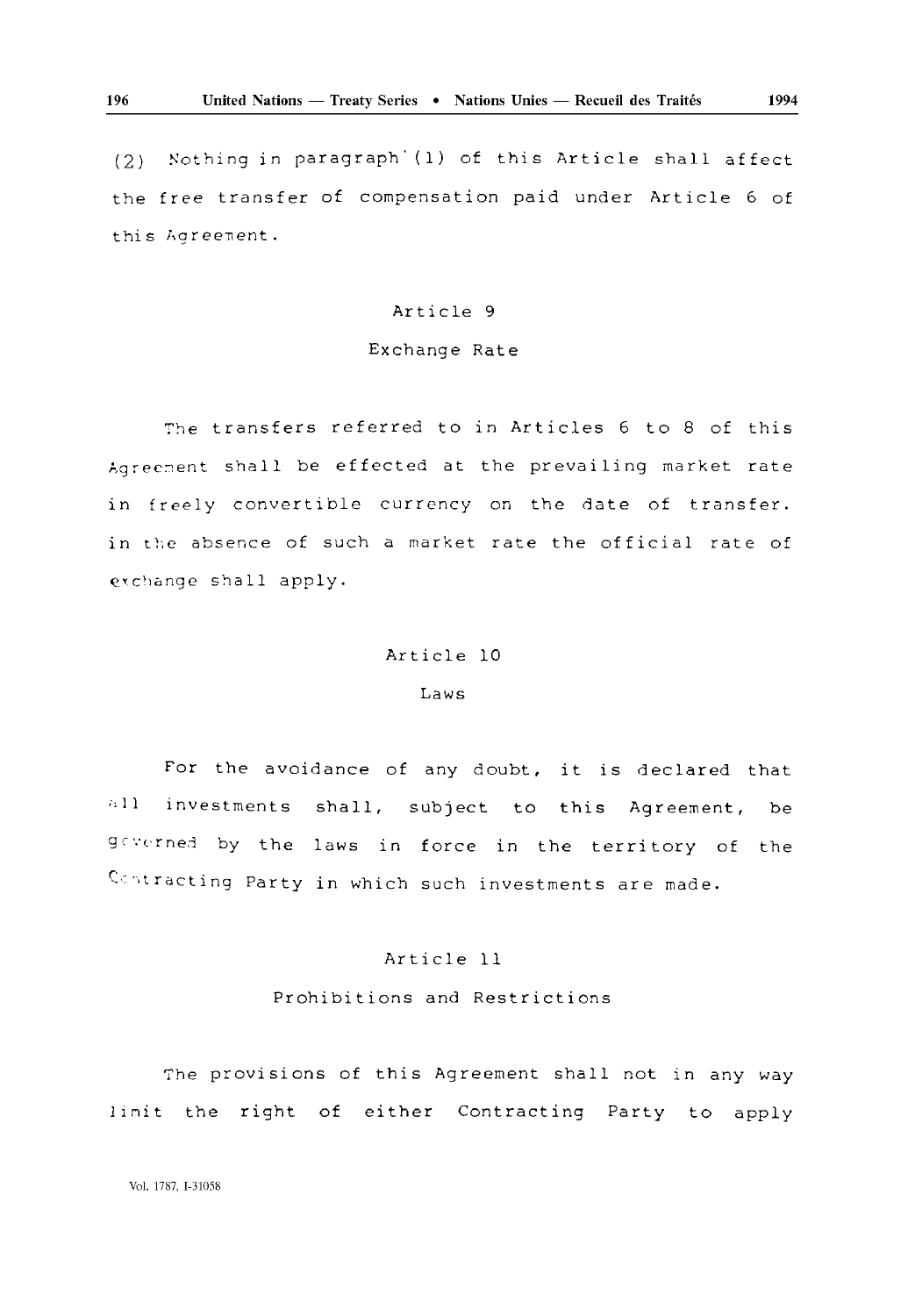(2) Nothing in paragraph (1) of this Article shall affect the free transfer of compensation paid under Article 6 of this Agreement.

Article 9

Exchange Rate

The transfers referred to in Articles 6 to 8 of this Agreement shall be effected at the prevailing market rate in freely convertible currency on the date of transfer. in the absence of such a market rate the official rate of exchange shall apply.

Article 10

Laws

For the avoidance of any doubt, it is declared that all investments shall, subject to this Agreement, be governed by the laws in force in the territory of the Contracting Party in which such investments are made.

Article 11

Prohibitions and Restrictions

The provisions of this Agreement shall not in any way limit the right of either Contracting Party to apply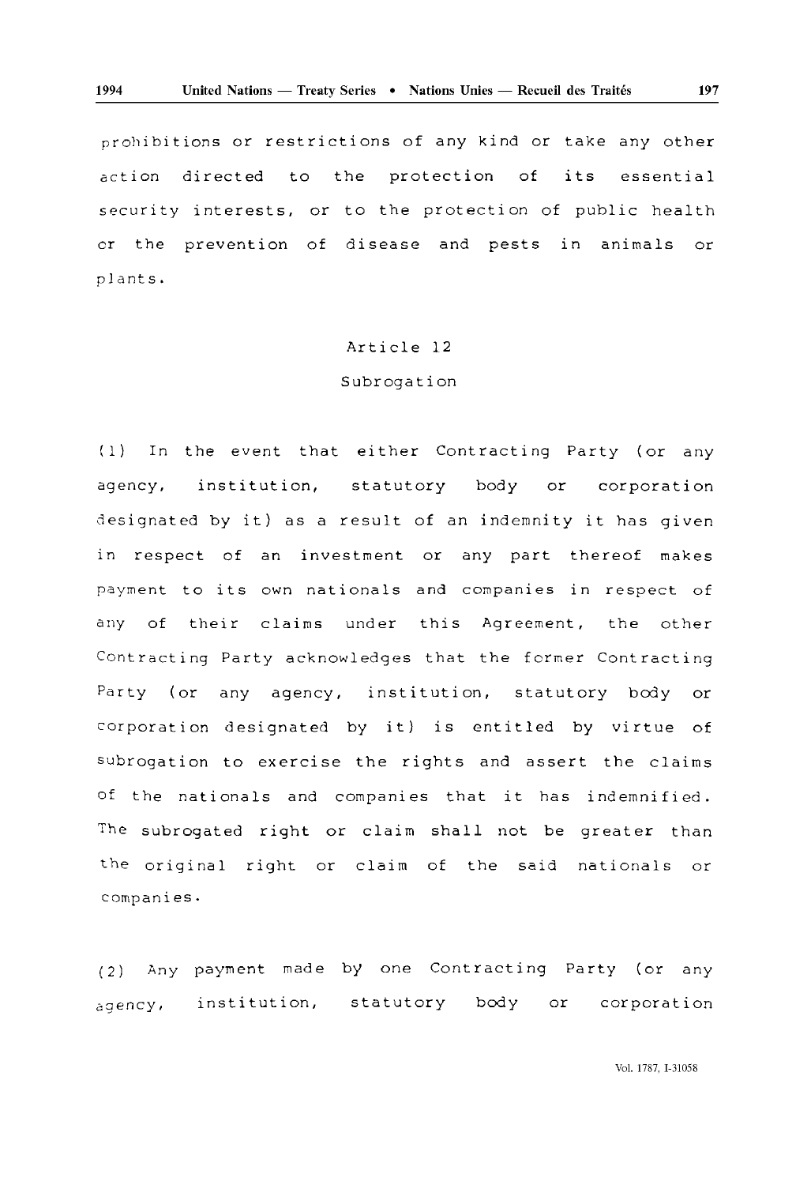prohibitions or restrictions of any kind or take any other action directed to the protection of its essential security interests, or to the protection of public health or the prevention of disease and pests in animals or plants.

## Article 12

### Subrogation

(1) In the event that either Contracting Party (or any agency, institution, statutory body or corporation designated by it) as a result of an indemnity it has given in respect of an investment or any part thereof makes payment to its own nationals and companies in respect of any of their claims under this Agreement, the other Contracting Party acknowledges that the former Contracting Party (or any agency, institution, statutory body or corporation designated by it) is entitled by virtue of subrogation to exercise the rights and assert the claims of the nationals and companies that it has indemnified. The subrogated right or claim shall not be greater than the original right or claim of the said nationals or companies.

(2) Any payment made by one Contracting Party (or any agency, institution, statutory body or corporation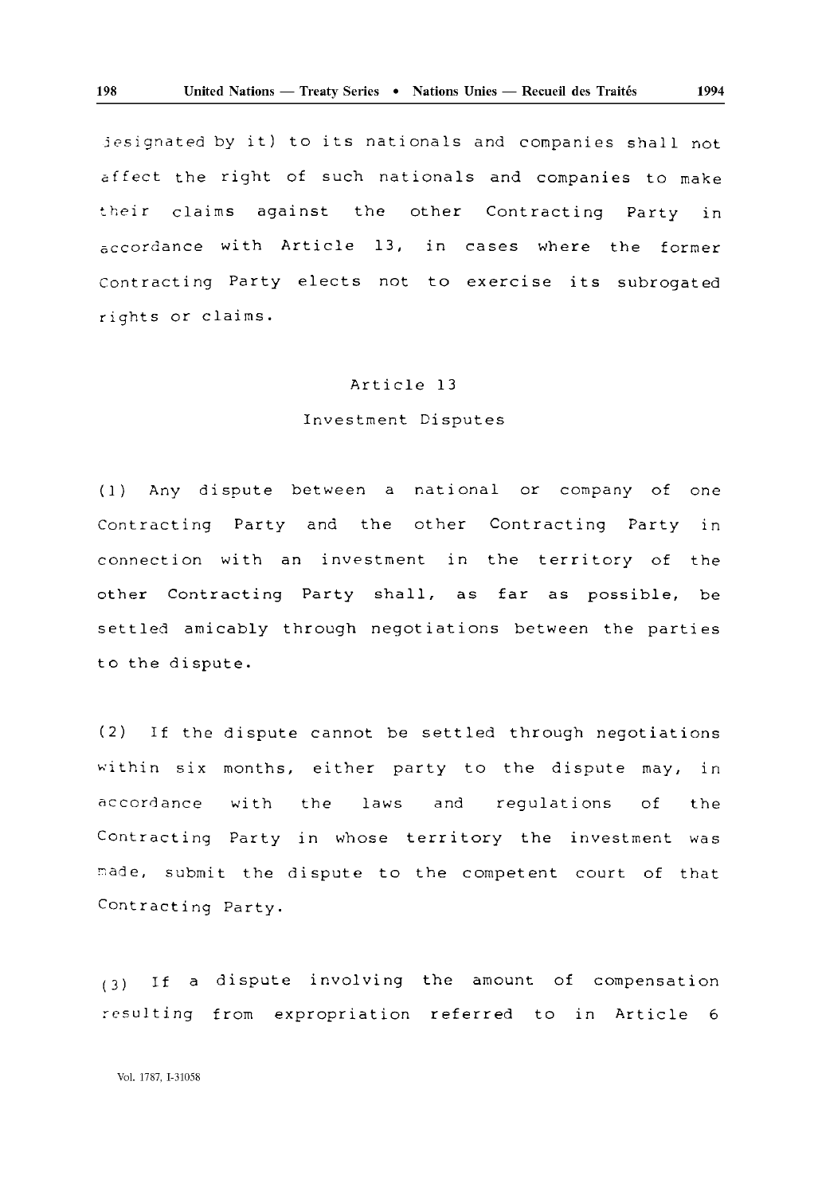designated by it) to its nationals and companies shall not affect the right of such nationals and companies to make their claims against the other Contracting Party in accordance with Article 13, in cases where the former Contracting Party elects not to exercise its subrogated rights or claims.

### Article 13

### Investment Disputes

(1) Any dispute between a national or company of one Contracting Party and the other Contracting Party in connection with an investment in the territory of the other Contracting Party shall, as far as possible, be settled amicably through negotiations between the parties to the dispute.

(2) If the dispute cannot be settled through negotiations within six months, either party to the dispute may, in accordance with the laws and regulations of the Contracting Party in whose territory the investment was made, submit the dispute to the competent court of that Contracting Party.

(3) If a dispute involving the amount of compensation resulting from expropriation referred to in Article 6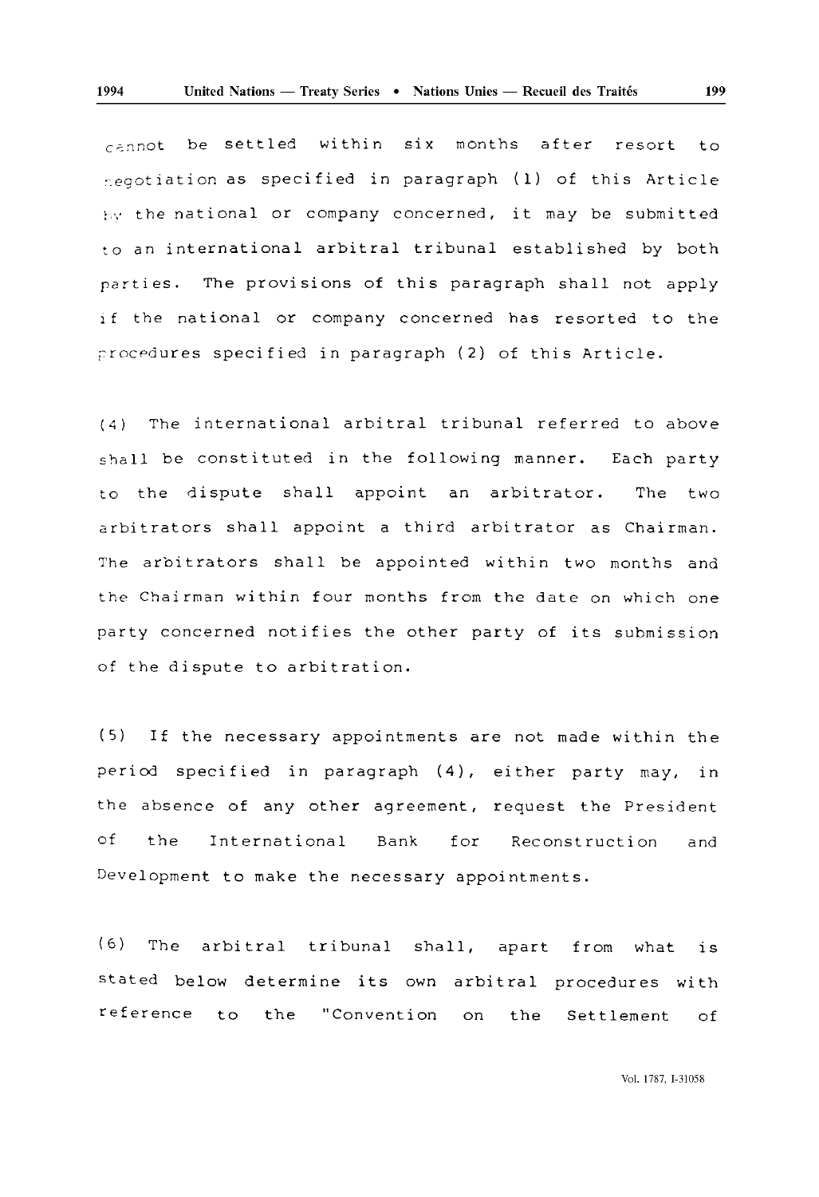cannot be settled within six months after resort to negotiation as specified in paragraph (1) of this Article by the national or company concerned, it may be submitted to an international arbitral tribunal established by both parties. The provisions of this paragraph shall not apply if the national or company concerned has resorted to the procedures specified in paragraph (2) of this Article.

(4) The international arbitral tribunal referred to above shall be constituted in the following manner. Each party to the dispute shall appoint an arbitrator. The two arbitrators shall appoint a third arbitrator as Chairman. The arbitrators shall be appointed within two months and the Chairman within four months from the date on which one party concerned notifies the other party of its submission of the dispute to arbitration.

(5) If the necessary appointments are not made within the period specified in paragraph (4), either party may, in the absence of any other agreement, request the President of the International Bank for Reconstruction and Development to make the necessary appointments.

(6) The arbitral tribunal shall, apart from what is stated below determine its own arbitral procedures with reference to the "Convention on the Settlement of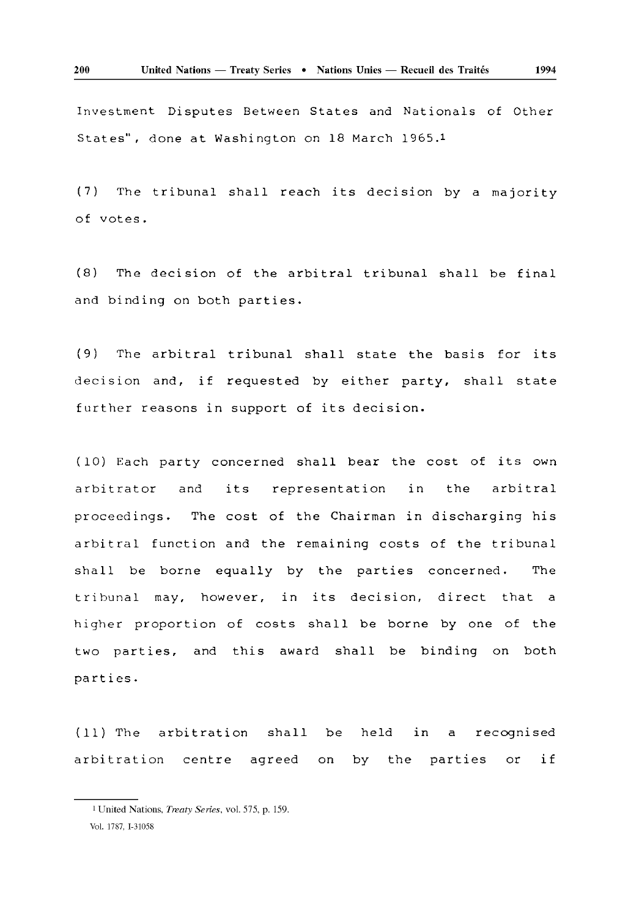Investment Disputes Between States and Nationals of Other States", done at Washington on 18 March 1965.[1]

(7) The tribunal shall reach its decision by a majority of votes.

(8) The decision of the arbitral tribunal shall be final and binding on both parties.

(9) The arbitral tribunal shall state the basis for its decision and, if requested by either party, shall state further reasons in support of its decision.

(10) Each party concerned shall bear the cost of its own arbitrator and its representation in the arbitral proceedings. The cost of the Chairman in discharging his arbitral function and the remaining costs of the tribunal shall be borne equally by the parties concerned. The tribunal may, however, in its decision, direct that a higher proportion of costs shall be borne by one of the two parties, and this award shall be binding on both parties.

(11) The arbitration shall be held in a recognised arbitration centre agreed on by the parties or if

---

[1] United Nations, *Treaty Series*, vol. 575, p. 159.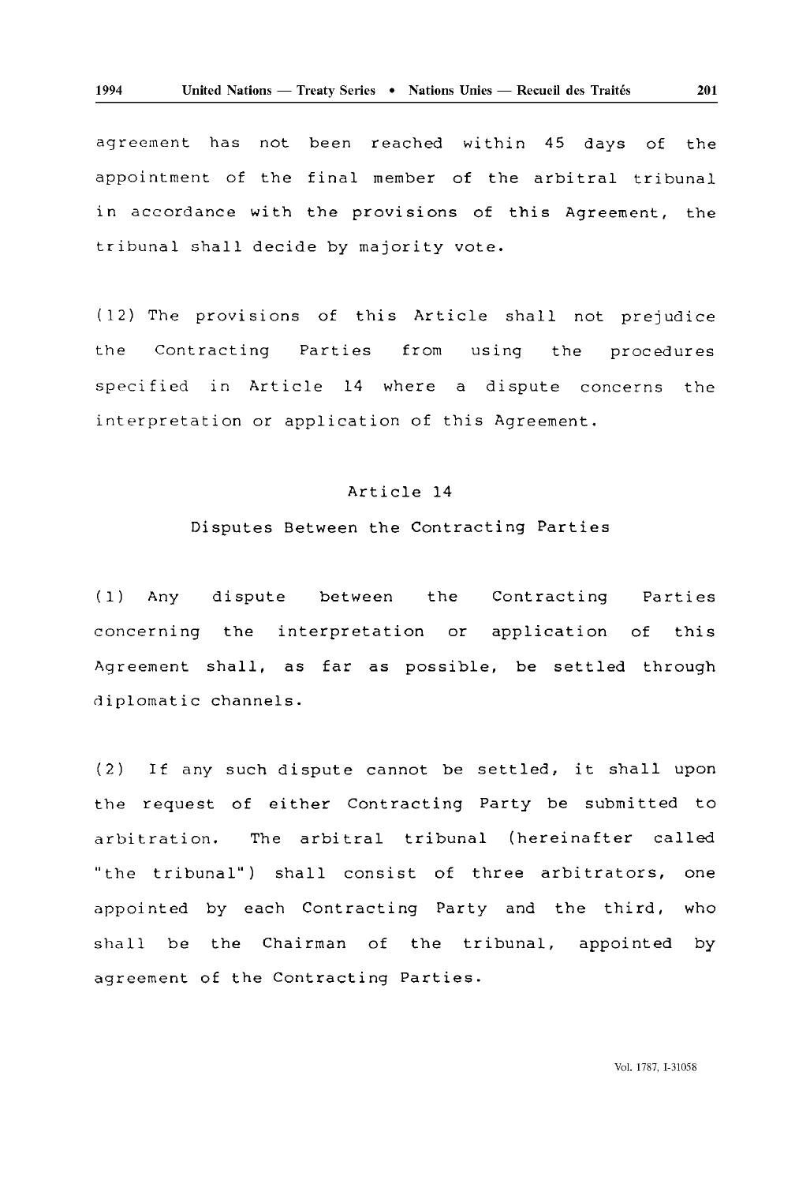agreement has not been reached within 45 days of the appointment of the final member of the arbitral tribunal in accordance with the provisions of this Agreement, the tribunal shall decide by majority vote.

(12) The provisions of this Article shall not prejudice the Contracting Parties from using the procedures specified in Article 14 where a dispute concerns the interpretation or application of this Agreement.

### Article 14

### Disputes Between the Contracting Parties

(1) Any dispute between the Contracting Parties concerning the interpretation or application of this Agreement shall, as far as possible, be settled through diplomatic channels.

(2) If any such dispute cannot be settled, it shall upon the request of either Contracting Party be submitted to arbitration. The arbitral tribunal (hereinafter called "the tribunal") shall consist of three arbitrators, one appointed by each Contracting Party and the third, who shall be the Chairman of the tribunal, appointed by agreement of the Contracting Parties.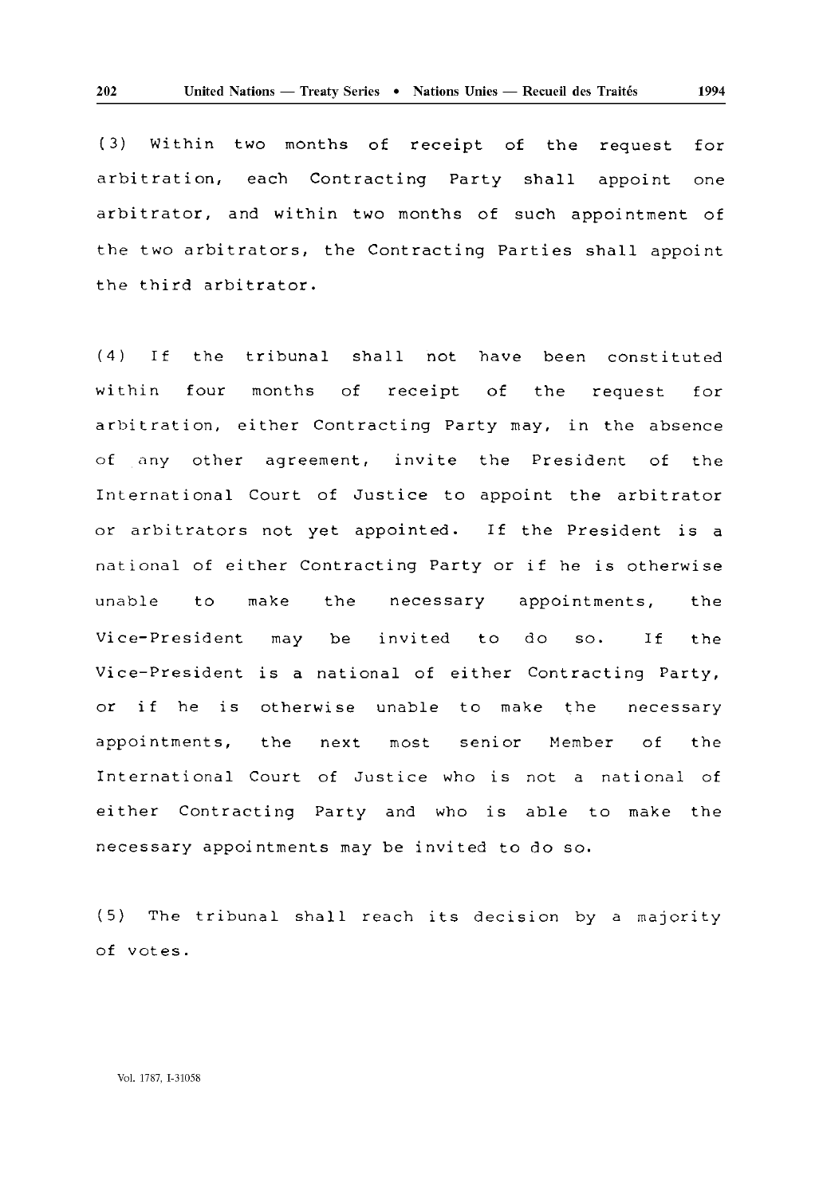(3) Within two months of receipt of the request for arbitration, each Contracting Party shall appoint one arbitrator, and within two months of such appointment of the two arbitrators, the Contracting Parties shall appoint the third arbitrator.

(4) If the tribunal shall not have been constituted within four months of receipt of the request for arbitration, either Contracting Party may, in the absence of any other agreement, invite the President of the International Court of Justice to appoint the arbitrator or arbitrators not yet appointed. If the President is a national of either Contracting Party or if he is otherwise unable to make the necessary appointments, the Vice-President may be invited to do so. If the Vice-President is a national of either Contracting Party, or if he is otherwise unable to make the necessary appointments, the next most senior Member of the International Court of Justice who is not a national of either Contracting Party and who is able to make the necessary appointments may be invited to do so.

(5) The tribunal shall reach its decision by a majority of votes.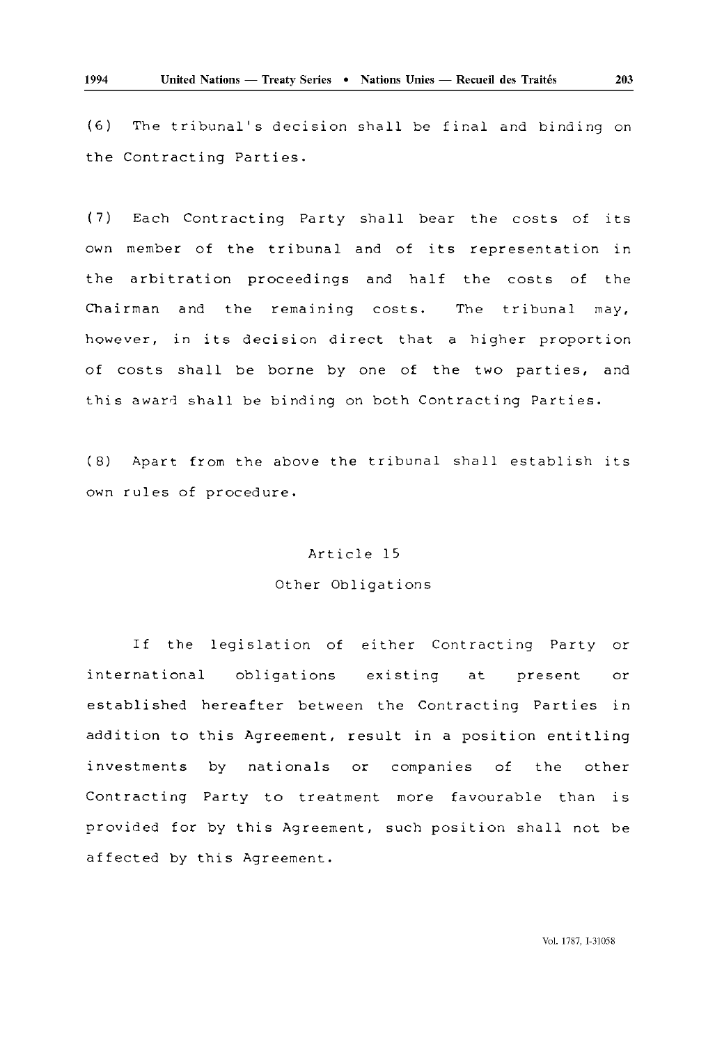(6) The tribunal's decision shall be final and binding on the Contracting Parties.

(7) Each Contracting Party shall bear the costs of its own member of the tribunal and of its representation in the arbitration proceedings and half the costs of the Chairman and the remaining costs. The tribunal may, however, in its decision direct that a higher proportion of costs shall be borne by one of the two parties, and this award shall be binding on both Contracting Parties.

(8) Apart from the above the tribunal shall establish its own rules of procedure.

## Article 15

## Other Obligations

If the legislation of either Contracting Party or international obligations existing at present or established hereafter between the Contracting Parties in addition to this Agreement, result in a position entitling investments by nationals or companies of the other Contracting Party to treatment more favourable than is provided for by this Agreement, such position shall not be affected by this Agreement.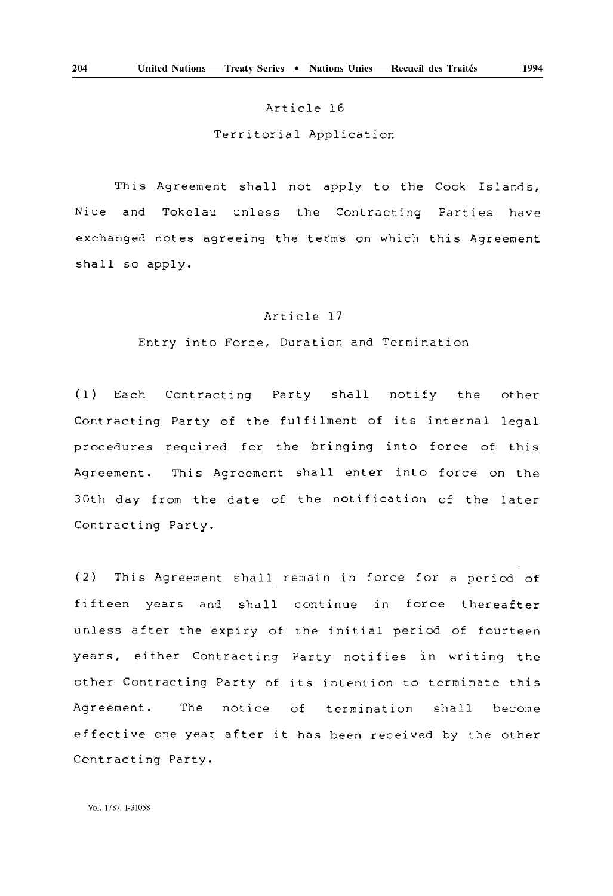## Article 16

### Territorial Application

This Agreement shall not apply to the Cook Islands, Niue and Tokelau unless the Contracting Parties have exchanged notes agreeing the terms on which this Agreement shall so apply.

## Article 17

### Entry into Force, Duration and Termination

(1) Each Contracting Party shall notify the other Contracting Party of the fulfilment of its internal legal procedures required for the bringing into force of this Agreement. This Agreement shall enter into force on the 30th day from the date of the notification of the later Contracting Party.

(2) This Agreement shall remain in force for a period of fifteen years and shall continue in force thereafter unless after the expiry of the initial period of fourteen years, either Contracting Party notifies in writing the other Contracting Party of its intention to terminate this Agreement. The notice of termination shall become effective one year after it has been received by the other Contracting Party.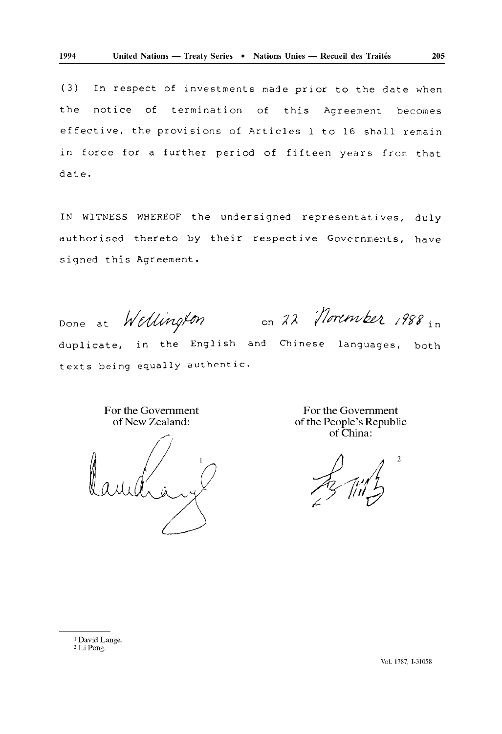(3) In respect of investments made prior to the date when the notice of termination of this Agreement becomes effective, the provisions of Articles 1 to 16 shall remain in force for a further period of fifteen years from that date.

IN WITNESS WHEREOF the undersigned representatives, duly authorised thereto by their respective Governments, have signed this Agreement.

Done at Wellington on 22 November 1988 in duplicate, in the English and Chinese languages, both texts being equally authentic.

For the Government of New Zealand:[1]

For the Government of the People's Republic of China:[2]

[1] David Lange.

[2] Li Peng.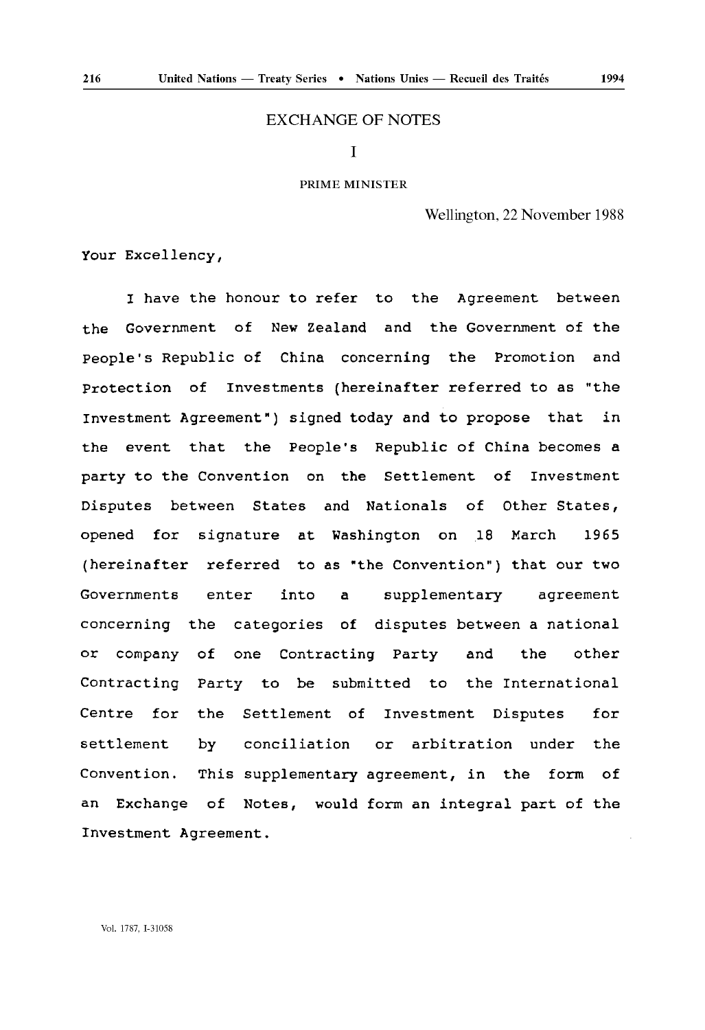## EXCHANGE OF NOTES

### I

PRIME MINISTER

Wellington, 22 November 1988

Your Excellency,

I have the honour to refer to the Agreement between the Government of New Zealand and the Government of the People's Republic of China concerning the Promotion and Protection of Investments (hereinafter referred to as "the Investment Agreement") signed today and to propose that in the event that the People's Republic of China becomes a party to the Convention on the Settlement of Investment Disputes between States and Nationals of Other States, opened for signature at Washington on 18 March 1965 (hereinafter referred to as "the Convention") that our two Governments enter into a supplementary agreement concerning the categories of disputes between a national or company of one Contracting Party and the other Contracting Party to be submitted to the International Centre for the Settlement of Investment Disputes for settlement by conciliation or arbitration under the Convention. This supplementary agreement, in the form of an Exchange of Notes, would form an integral part of the Investment Agreement.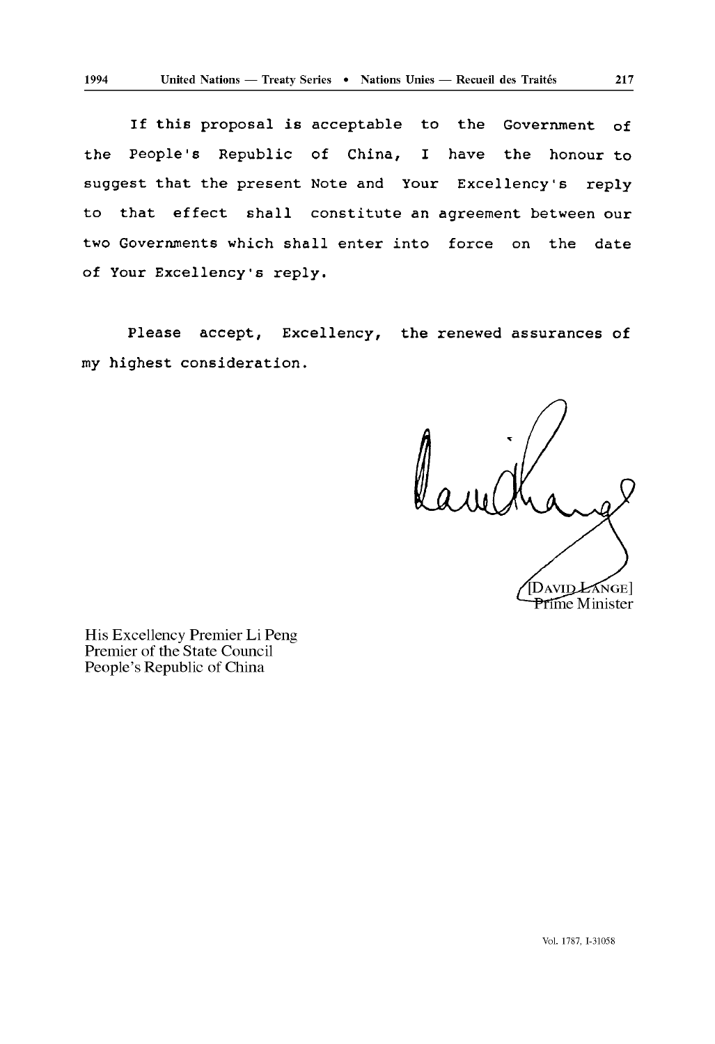If this proposal is acceptable to the Government of the People's Republic of China, I have the honour to suggest that the present Note and Your Excellency's reply to that effect shall constitute an agreement between our two Governments which shall enter into force on the date of Your Excellency's reply.

Please accept, Excellency, the renewed assurances of my highest consideration.

[DAVID LANGE]
Prime Minister

His Excellency Premier Li Peng
Premier of the State Council
People's Republic of China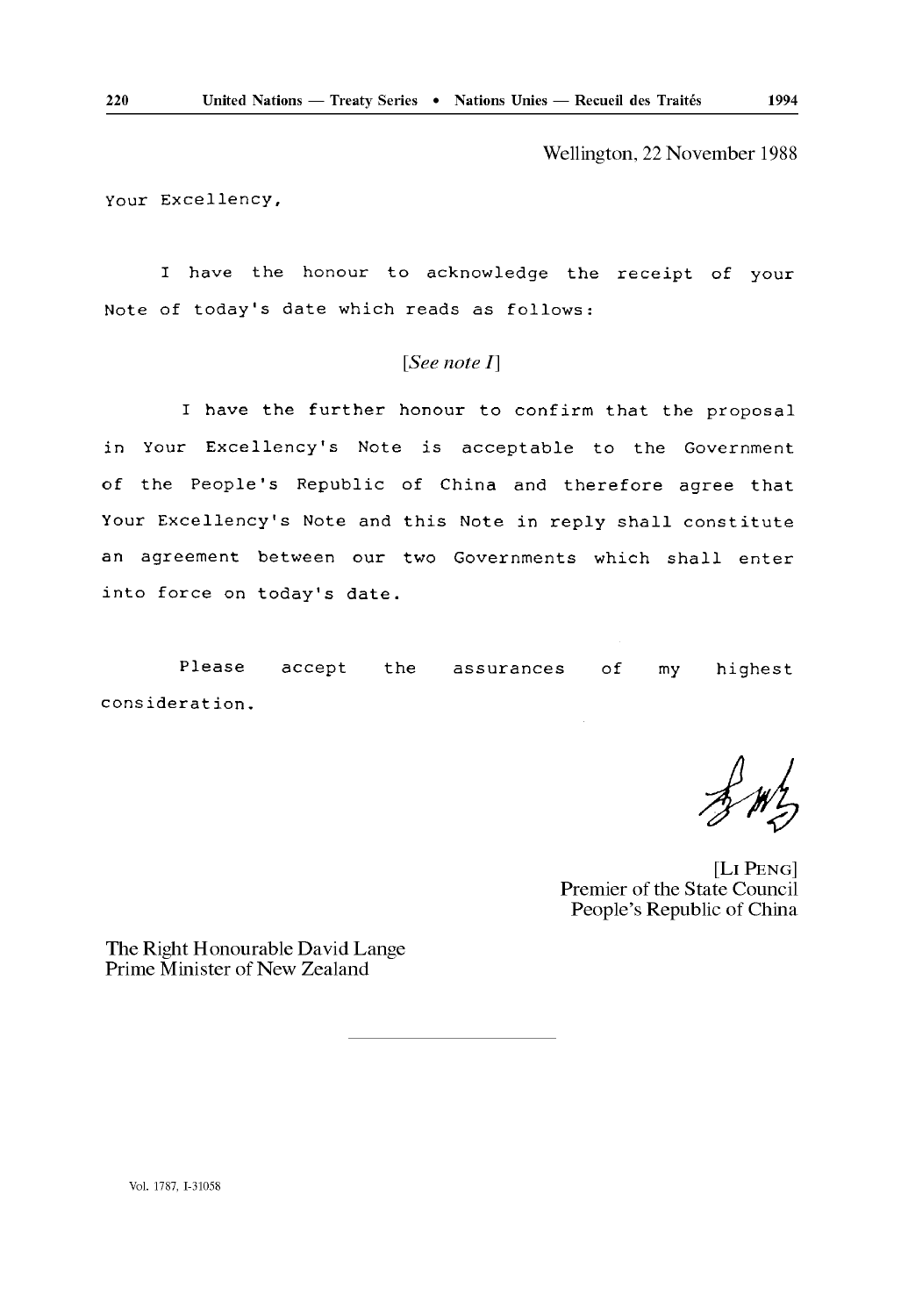Wellington, 22 November 1988

Your Excellency,

I have the honour to acknowledge the receipt of your Note of today's date which reads as follows:

*[See note I]*

I have the further honour to confirm that the proposal in Your Excellency's Note is acceptable to the Government of the People's Republic of China and therefore agree that Your Excellency's Note and this Note in reply shall constitute an agreement between our two Governments which shall enter into force on today's date.

Please accept the assurances of my highest consideration.

[LI PENG]
Premier of the State Council
People's Republic of China

The Right Honourable David Lange
Prime Minister of New Zealand